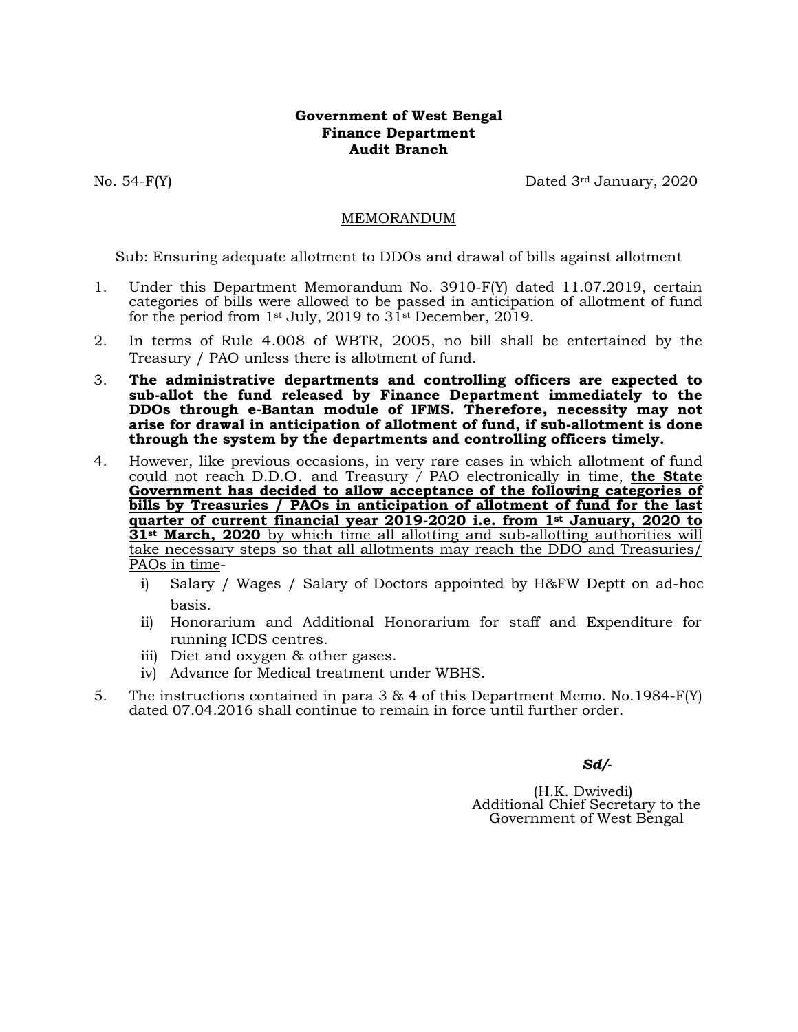**Government of West Bengal**
**Finance Department**
**Audit Branch**

No. 54-F(Y) Dated 3rd January, 2020

<u>MEMORANDUM</u>

Sub: Ensuring adequate allotment to DDOs and drawal of bills against allotment

1. Under this Department Memorandum No. 3910-F(Y) dated 11.07.2019, certain categories of bills were allowed to be passed in anticipation of allotment of fund for the period from 1st July, 2019 to 31st December, 2019.
2. In terms of Rule 4.008 of WBTR, 2005, no bill shall be entertained by the Treasury / PAO unless there is allotment of fund.
3. **The administrative departments and controlling officers are expected to sub-allot the fund released by Finance Department immediately to the DDOs through e-Bantan module of IFMS. Therefore, necessity may not arise for drawal in anticipation of allotment of fund, if sub-allotment is done through the system by the departments and controlling officers timely.**
4. However, like previous occasions, in very rare cases in which allotment of fund could not reach D.D.O. and Treasury / PAO electronically in time, <u>**the State Government has decided to allow acceptance of the following categories of bills by Treasuries / PAOs in anticipation of allotment of fund for the last quarter of current financial year 2019-2020 i.e. from 1st January, 2020 to 31st March, 2020** by which time all allotting and sub-allotting authorities will take necessary steps so that all allotments may reach the DDO and Treasuries/ PAOs in time</u>-
   i) Salary / Wages / Salary of Doctors appointed by H&FW Deptt on ad-hoc basis.
   ii) Honorarium and Additional Honorarium for staff and Expenditure for running ICDS centres.
   iii) Diet and oxygen & other gases.
   iv) Advance for Medical treatment under WBHS.
5. The instructions contained in para 3 & 4 of this Department Memo. No.1984-F(Y) dated 07.04.2016 shall continue to remain in force until further order.

***Sd/-***

(H.K. Dwivedi)
Additional Chief Secretary to the
Government of West Bengal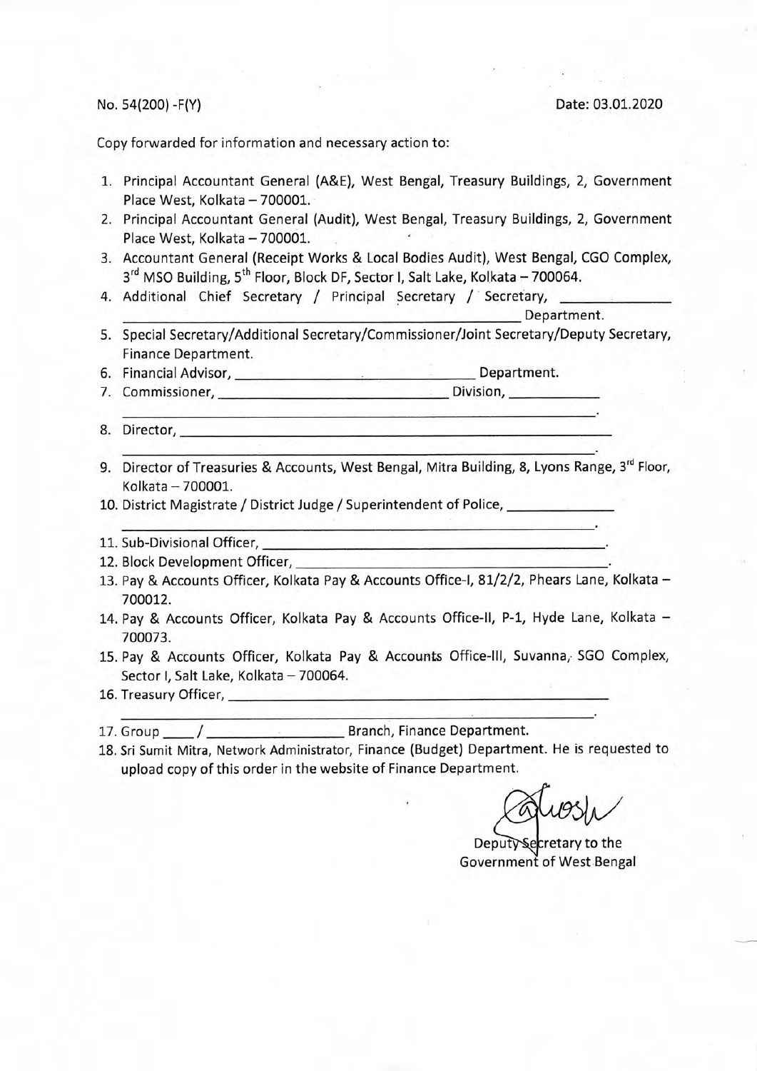No. 54(200) -F(Y)

Date: 03.01.2020

Copy forwarded for information and necessary action to:

1. Principal Accountant General (A&E), West Bengal, Treasury Buildings, 2, Government Place West, Kolkata – 700001.
2. Principal Accountant General (Audit), West Bengal, Treasury Buildings, 2, Government Place West, Kolkata – 700001.
3. Accountant General (Receipt Works & Local Bodies Audit), West Bengal, CGO Complex, 3rd MSO Building, 5th Floor, Block DF, Sector I, Salt Lake, Kolkata – 700064.
4. Additional Chief Secretary / Principal Secretary / Secretary, ______________ ______________ Department.
5. Special Secretary/Additional Secretary/Commissioner/Joint Secretary/Deputy Secretary, Finance Department.
6. Financial Advisor, ______________ Department.
7. Commissioner, ______________ Division, ______________ ______________.
8. Director, ______________ ______________.
9. Director of Treasuries & Accounts, West Bengal, Mitra Building, 8, Lyons Range, 3rd Floor, Kolkata – 700001.
10. District Magistrate / District Judge / Superintendent of Police, ______________ ______________.
11. Sub-Divisional Officer, ______________.
12. Block Development Officer, ______________.
13. Pay & Accounts Officer, Kolkata Pay & Accounts Office-I, 81/2/2, Phears Lane, Kolkata – 700012.
14. Pay & Accounts Officer, Kolkata Pay & Accounts Office-II, P-1, Hyde Lane, Kolkata – 700073.
15. Pay & Accounts Officer, Kolkata Pay & Accounts Office-III, Suvanna, SGO Complex, Sector I, Salt Lake, Kolkata – 700064.
16. Treasury Officer, ______________ ______________.
17. Group ____ / ______________ Branch, Finance Department.
18. Sri Sumit Mitra, Network Administrator, Finance (Budget) Department. He is requested to upload copy of this order in the website of Finance Department.

Deputy Secretary to the
Government of West Bengal